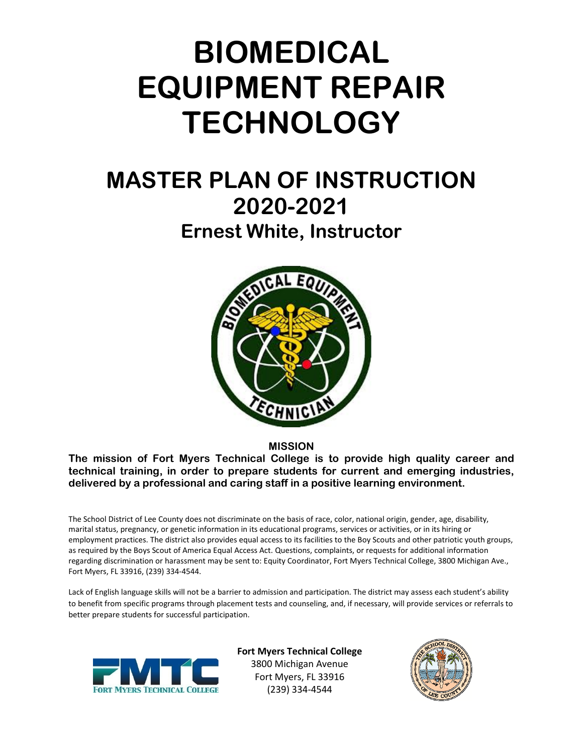# BIOMEDICAL EQUIPMENT REPAIR TECHNOLOGY

## MASTER PLAN OF INSTRUCTION 2020-2021

### Ernest White, Instructor

**MISSION**

**The mission of Fort Myers Technical College is to provide high quality career and technical training, in order to prepare students for current and emerging industries, delivered by a professional and caring staff in a positive learning environment.**

The School District of Lee County does not discriminate on the basis of race, color, national origin, gender, age, disability, marital status, pregnancy, or genetic information in its educational programs, services or activities, or in its hiring or employment practices. The district also provides equal access to its facilities to the Boy Scouts and other patriotic youth groups, as required by the Boys Scout of America Equal Access Act. Questions, complaints, or requests for additional information regarding discrimination or harassment may be sent to: Equity Coordinator, Fort Myers Technical College, 3800 Michigan Ave., Fort Myers, FL 33916, (239) 334-4544.

Lack of English language skills will not be a barrier to admission and participation. The district may assess each student's ability to benefit from specific programs through placement tests and counseling, and, if necessary, will provide services or referrals to better prepare students for successful participation.

**Fort Myers Technical College**
3800 Michigan Avenue
Fort Myers, FL 33916
(239) 334-4544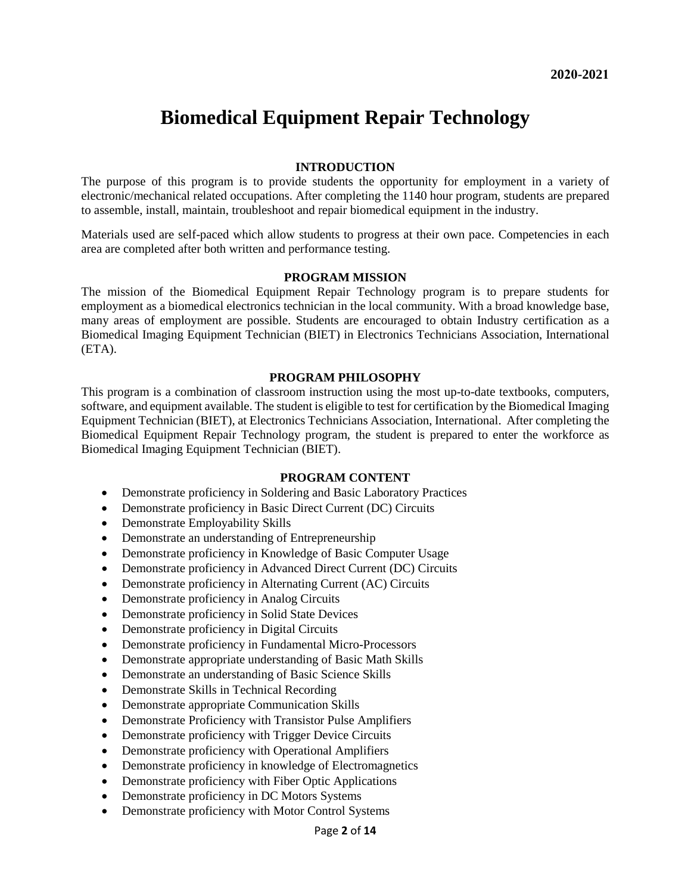**2020-2021**

# Biomedical Equipment Repair Technology

## INTRODUCTION

The purpose of this program is to provide students the opportunity for employment in a variety of electronic/mechanical related occupations. After completing the 1140 hour program, students are prepared to assemble, install, maintain, troubleshoot and repair biomedical equipment in the industry.

Materials used are self-paced which allow students to progress at their own pace. Competencies in each area are completed after both written and performance testing.

## PROGRAM MISSION

The mission of the Biomedical Equipment Repair Technology program is to prepare students for employment as a biomedical electronics technician in the local community. With a broad knowledge base, many areas of employment are possible. Students are encouraged to obtain Industry certification as a Biomedical Imaging Equipment Technician (BIET) in Electronics Technicians Association, International (ETA).

## PROGRAM PHILOSOPHY

This program is a combination of classroom instruction using the most up-to-date textbooks, computers, software, and equipment available. The student is eligible to test for certification by the Biomedical Imaging Equipment Technician (BIET), at Electronics Technicians Association, International. After completing the Biomedical Equipment Repair Technology program, the student is prepared to enter the workforce as Biomedical Imaging Equipment Technician (BIET).

## PROGRAM CONTENT

- Demonstrate proficiency in Soldering and Basic Laboratory Practices
- Demonstrate proficiency in Basic Direct Current (DC) Circuits
- Demonstrate Employability Skills
- Demonstrate an understanding of Entrepreneurship
- Demonstrate proficiency in Knowledge of Basic Computer Usage
- Demonstrate proficiency in Advanced Direct Current (DC) Circuits
- Demonstrate proficiency in Alternating Current (AC) Circuits
- Demonstrate proficiency in Analog Circuits
- Demonstrate proficiency in Solid State Devices
- Demonstrate proficiency in Digital Circuits
- Demonstrate proficiency in Fundamental Micro-Processors
- Demonstrate appropriate understanding of Basic Math Skills
- Demonstrate an understanding of Basic Science Skills
- Demonstrate Skills in Technical Recording
- Demonstrate appropriate Communication Skills
- Demonstrate Proficiency with Transistor Pulse Amplifiers
- Demonstrate proficiency with Trigger Device Circuits
- Demonstrate proficiency with Operational Amplifiers
- Demonstrate proficiency in knowledge of Electromagnetics
- Demonstrate proficiency with Fiber Optic Applications
- Demonstrate proficiency in DC Motors Systems
- Demonstrate proficiency with Motor Control Systems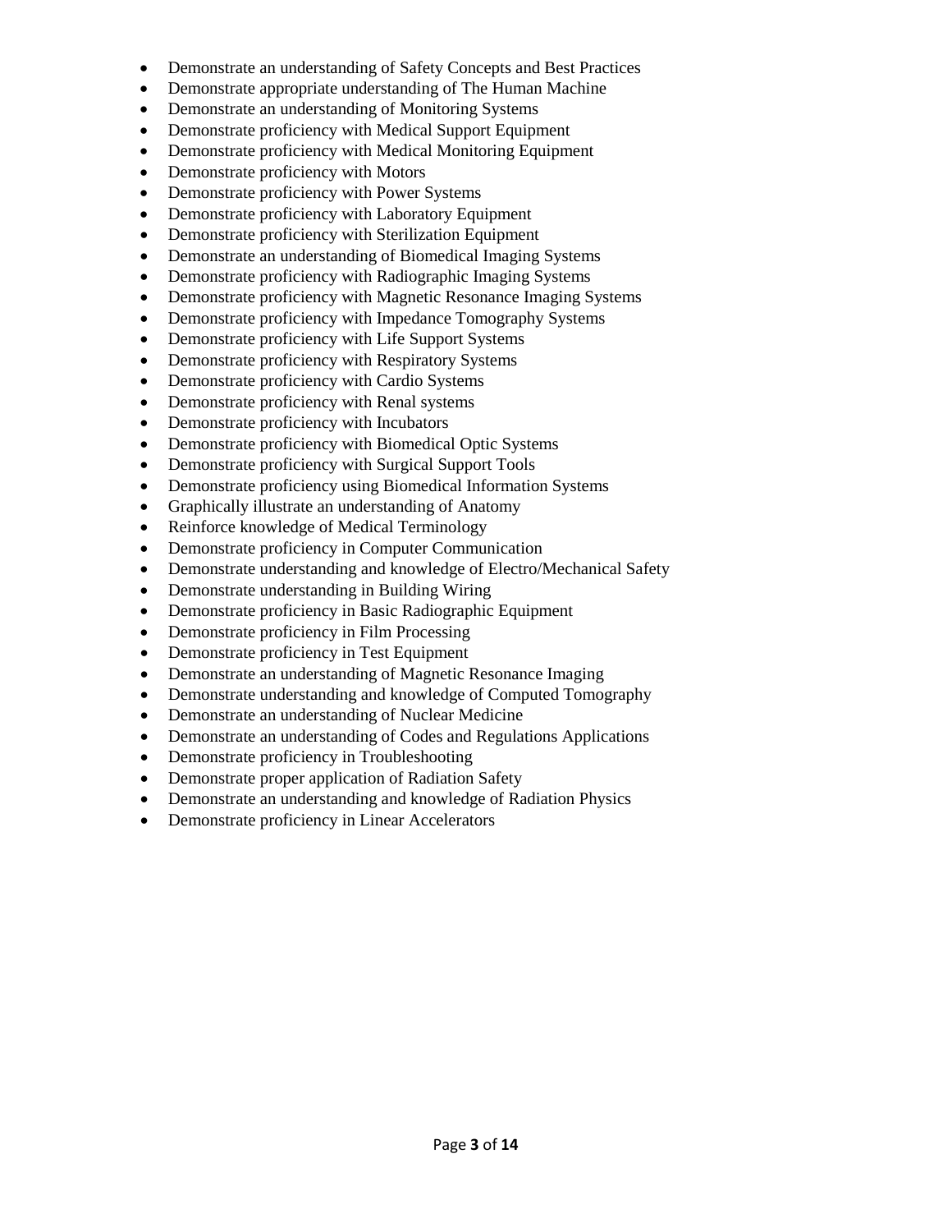- Demonstrate an understanding of Safety Concepts and Best Practices
- Demonstrate appropriate understanding of The Human Machine
- Demonstrate an understanding of Monitoring Systems
- Demonstrate proficiency with Medical Support Equipment
- Demonstrate proficiency with Medical Monitoring Equipment
- Demonstrate proficiency with Motors
- Demonstrate proficiency with Power Systems
- Demonstrate proficiency with Laboratory Equipment
- Demonstrate proficiency with Sterilization Equipment
- Demonstrate an understanding of Biomedical Imaging Systems
- Demonstrate proficiency with Radiographic Imaging Systems
- Demonstrate proficiency with Magnetic Resonance Imaging Systems
- Demonstrate proficiency with Impedance Tomography Systems
- Demonstrate proficiency with Life Support Systems
- Demonstrate proficiency with Respiratory Systems
- Demonstrate proficiency with Cardio Systems
- Demonstrate proficiency with Renal systems
- Demonstrate proficiency with Incubators
- Demonstrate proficiency with Biomedical Optic Systems
- Demonstrate proficiency with Surgical Support Tools
- Demonstrate proficiency using Biomedical Information Systems
- Graphically illustrate an understanding of Anatomy
- Reinforce knowledge of Medical Terminology
- Demonstrate proficiency in Computer Communication
- Demonstrate understanding and knowledge of Electro/Mechanical Safety
- Demonstrate understanding in Building Wiring
- Demonstrate proficiency in Basic Radiographic Equipment
- Demonstrate proficiency in Film Processing
- Demonstrate proficiency in Test Equipment
- Demonstrate an understanding of Magnetic Resonance Imaging
- Demonstrate understanding and knowledge of Computed Tomography
- Demonstrate an understanding of Nuclear Medicine
- Demonstrate an understanding of Codes and Regulations Applications
- Demonstrate proficiency in Troubleshooting
- Demonstrate proper application of Radiation Safety
- Demonstrate an understanding and knowledge of Radiation Physics
- Demonstrate proficiency in Linear Accelerators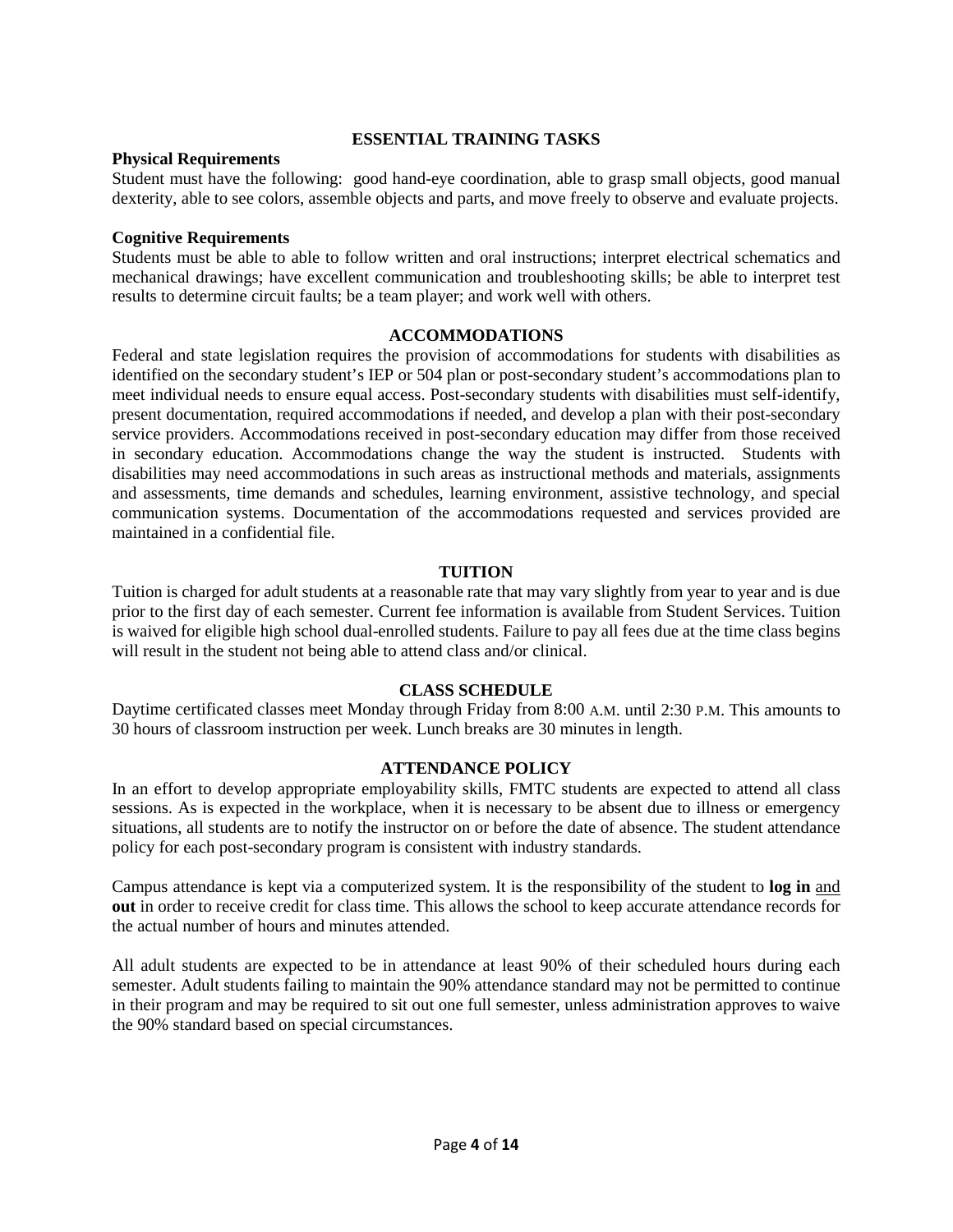## ESSENTIAL TRAINING TASKS

**Physical Requirements**

Student must have the following: good hand-eye coordination, able to grasp small objects, good manual dexterity, able to see colors, assemble objects and parts, and move freely to observe and evaluate projects.

**Cognitive Requirements**

Students must be able to able to follow written and oral instructions; interpret electrical schematics and mechanical drawings; have excellent communication and troubleshooting skills; be able to interpret test results to determine circuit faults; be a team player; and work well with others.

## ACCOMMODATIONS

Federal and state legislation requires the provision of accommodations for students with disabilities as identified on the secondary student's IEP or 504 plan or post-secondary student's accommodations plan to meet individual needs to ensure equal access. Post-secondary students with disabilities must self-identify, present documentation, required accommodations if needed, and develop a plan with their post-secondary service providers. Accommodations received in post-secondary education may differ from those received in secondary education. Accommodations change the way the student is instructed. Students with disabilities may need accommodations in such areas as instructional methods and materials, assignments and assessments, time demands and schedules, learning environment, assistive technology, and special communication systems. Documentation of the accommodations requested and services provided are maintained in a confidential file.

## TUITION

Tuition is charged for adult students at a reasonable rate that may vary slightly from year to year and is due prior to the first day of each semester. Current fee information is available from Student Services. Tuition is waived for eligible high school dual-enrolled students. Failure to pay all fees due at the time class begins will result in the student not being able to attend class and/or clinical.

## CLASS SCHEDULE

Daytime certificated classes meet Monday through Friday from 8:00 A.M. until 2:30 P.M. This amounts to 30 hours of classroom instruction per week. Lunch breaks are 30 minutes in length.

## ATTENDANCE POLICY

In an effort to develop appropriate employability skills, FMTC students are expected to attend all class sessions. As is expected in the workplace, when it is necessary to be absent due to illness or emergency situations, all students are to notify the instructor on or before the date of absence. The student attendance policy for each post-secondary program is consistent with industry standards.

Campus attendance is kept via a computerized system. It is the responsibility of the student to **log in** and **out** in order to receive credit for class time. This allows the school to keep accurate attendance records for the actual number of hours and minutes attended.

All adult students are expected to be in attendance at least 90% of their scheduled hours during each semester. Adult students failing to maintain the 90% attendance standard may not be permitted to continue in their program and may be required to sit out one full semester, unless administration approves to waive the 90% standard based on special circumstances.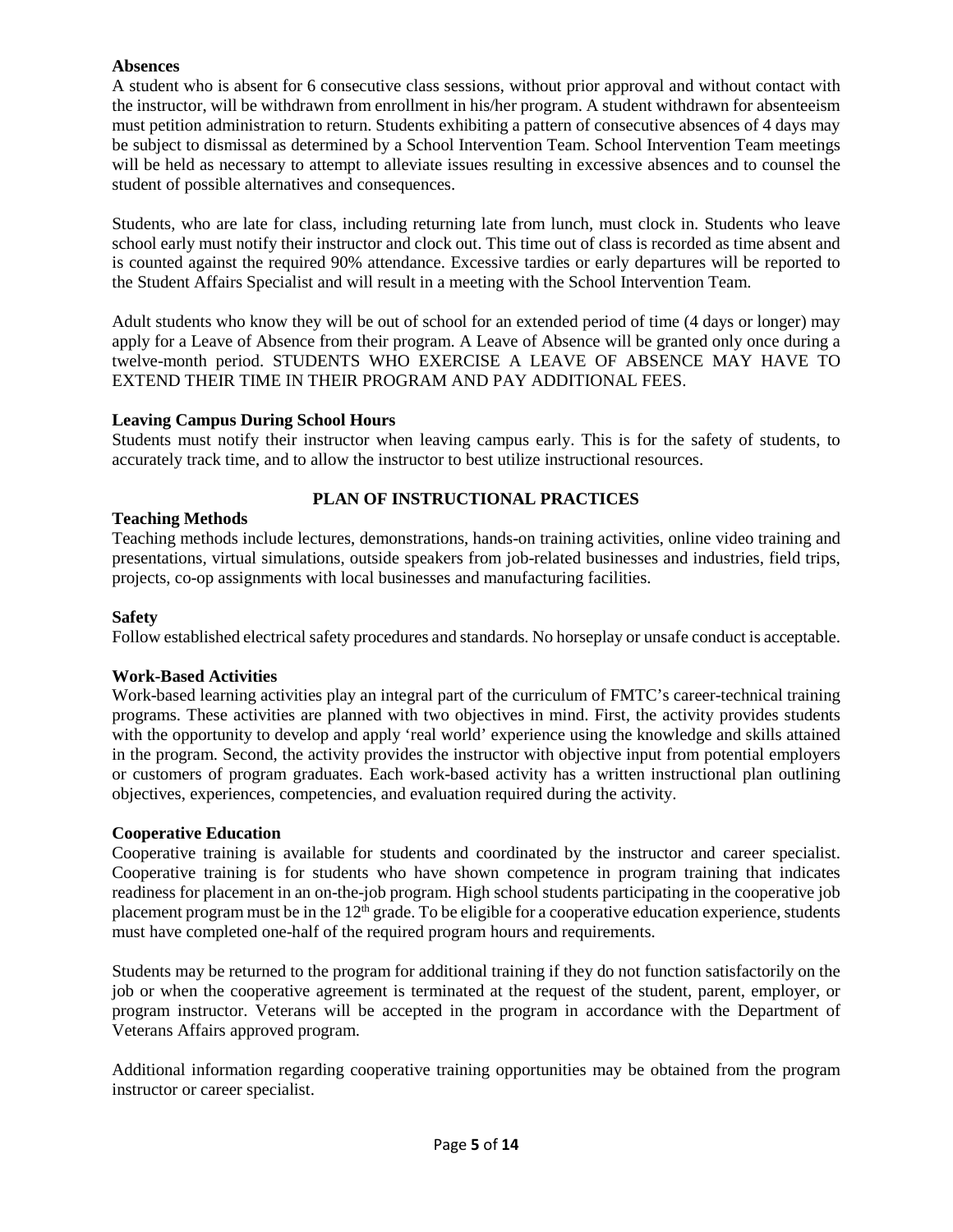**Absences**

A student who is absent for 6 consecutive class sessions, without prior approval and without contact with the instructor, will be withdrawn from enrollment in his/her program. A student withdrawn for absenteeism must petition administration to return. Students exhibiting a pattern of consecutive absences of 4 days may be subject to dismissal as determined by a School Intervention Team. School Intervention Team meetings will be held as necessary to attempt to alleviate issues resulting in excessive absences and to counsel the student of possible alternatives and consequences.

Students, who are late for class, including returning late from lunch, must clock in. Students who leave school early must notify their instructor and clock out. This time out of class is recorded as time absent and is counted against the required 90% attendance. Excessive tardies or early departures will be reported to the Student Affairs Specialist and will result in a meeting with the School Intervention Team.

Adult students who know they will be out of school for an extended period of time (4 days or longer) may apply for a Leave of Absence from their program. A Leave of Absence will be granted only once during a twelve-month period. STUDENTS WHO EXERCISE A LEAVE OF ABSENCE MAY HAVE TO EXTEND THEIR TIME IN THEIR PROGRAM AND PAY ADDITIONAL FEES.

**Leaving Campus During School Hours**

Students must notify their instructor when leaving campus early. This is for the safety of students, to accurately track time, and to allow the instructor to best utilize instructional resources.

## PLAN OF INSTRUCTIONAL PRACTICES

**Teaching Methods**

Teaching methods include lectures, demonstrations, hands-on training activities, online video training and presentations, virtual simulations, outside speakers from job-related businesses and industries, field trips, projects, co-op assignments with local businesses and manufacturing facilities.

**Safety**

Follow established electrical safety procedures and standards. No horseplay or unsafe conduct is acceptable.

**Work-Based Activities**

Work-based learning activities play an integral part of the curriculum of FMTC's career-technical training programs. These activities are planned with two objectives in mind. First, the activity provides students with the opportunity to develop and apply 'real world' experience using the knowledge and skills attained in the program. Second, the activity provides the instructor with objective input from potential employers or customers of program graduates. Each work-based activity has a written instructional plan outlining objectives, experiences, competencies, and evaluation required during the activity.

**Cooperative Education**

Cooperative training is available for students and coordinated by the instructor and career specialist. Cooperative training is for students who have shown competence in program training that indicates readiness for placement in an on-the-job program. High school students participating in the cooperative job placement program must be in the 12th grade. To be eligible for a cooperative education experience, students must have completed one-half of the required program hours and requirements.

Students may be returned to the program for additional training if they do not function satisfactorily on the job or when the cooperative agreement is terminated at the request of the student, parent, employer, or program instructor. Veterans will be accepted in the program in accordance with the Department of Veterans Affairs approved program.

Additional information regarding cooperative training opportunities may be obtained from the program instructor or career specialist.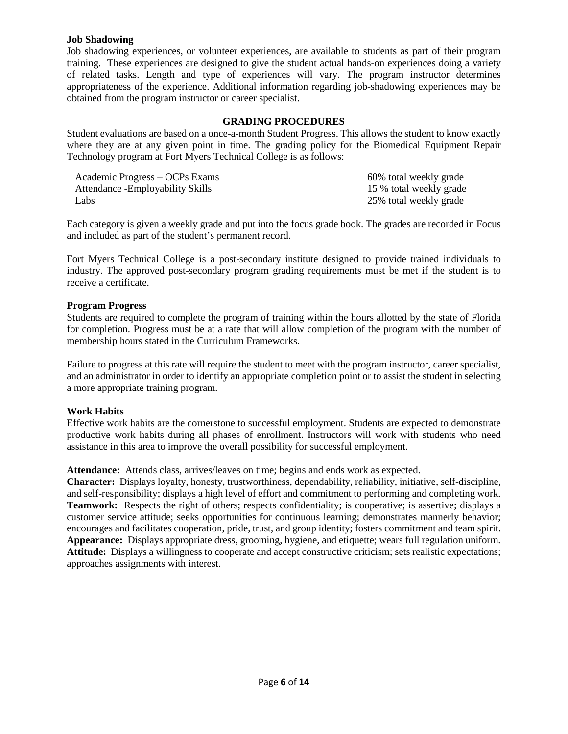**Job Shadowing**

Job shadowing experiences, or volunteer experiences, are available to students as part of their program training. These experiences are designed to give the student actual hands-on experiences doing a variety of related tasks. Length and type of experiences will vary. The program instructor determines appropriateness of the experience. Additional information regarding job-shadowing experiences may be obtained from the program instructor or career specialist.

## GRADING PROCEDURES

Student evaluations are based on a once-a-month Student Progress. This allows the student to know exactly where they are at any given point in time. The grading policy for the Biomedical Equipment Repair Technology program at Fort Myers Technical College is as follows:

| | |
|---|---|
| Academic Progress – OCPs Exams | 60% total weekly grade |
| Attendance -Employability Skills | 15 % total weekly grade |
| Labs | 25% total weekly grade |

Each category is given a weekly grade and put into the focus grade book. The grades are recorded in Focus and included as part of the student's permanent record.

Fort Myers Technical College is a post-secondary institute designed to provide trained individuals to industry. The approved post-secondary program grading requirements must be met if the student is to receive a certificate.

**Program Progress**

Students are required to complete the program of training within the hours allotted by the state of Florida for completion. Progress must be at a rate that will allow completion of the program with the number of membership hours stated in the Curriculum Frameworks.

Failure to progress at this rate will require the student to meet with the program instructor, career specialist, and an administrator in order to identify an appropriate completion point or to assist the student in selecting a more appropriate training program.

**Work Habits**

Effective work habits are the cornerstone to successful employment. Students are expected to demonstrate productive work habits during all phases of enrollment. Instructors will work with students who need assistance in this area to improve the overall possibility for successful employment.

**Attendance:** Attends class, arrives/leaves on time; begins and ends work as expected.
**Character:** Displays loyalty, honesty, trustworthiness, dependability, reliability, initiative, self-discipline, and self-responsibility; displays a high level of effort and commitment to performing and completing work.
**Teamwork:** Respects the right of others; respects confidentiality; is cooperative; is assertive; displays a customer service attitude; seeks opportunities for continuous learning; demonstrates mannerly behavior; encourages and facilitates cooperation, pride, trust, and group identity; fosters commitment and team spirit.
**Appearance:** Displays appropriate dress, grooming, hygiene, and etiquette; wears full regulation uniform.
**Attitude:** Displays a willingness to cooperate and accept constructive criticism; sets realistic expectations; approaches assignments with interest.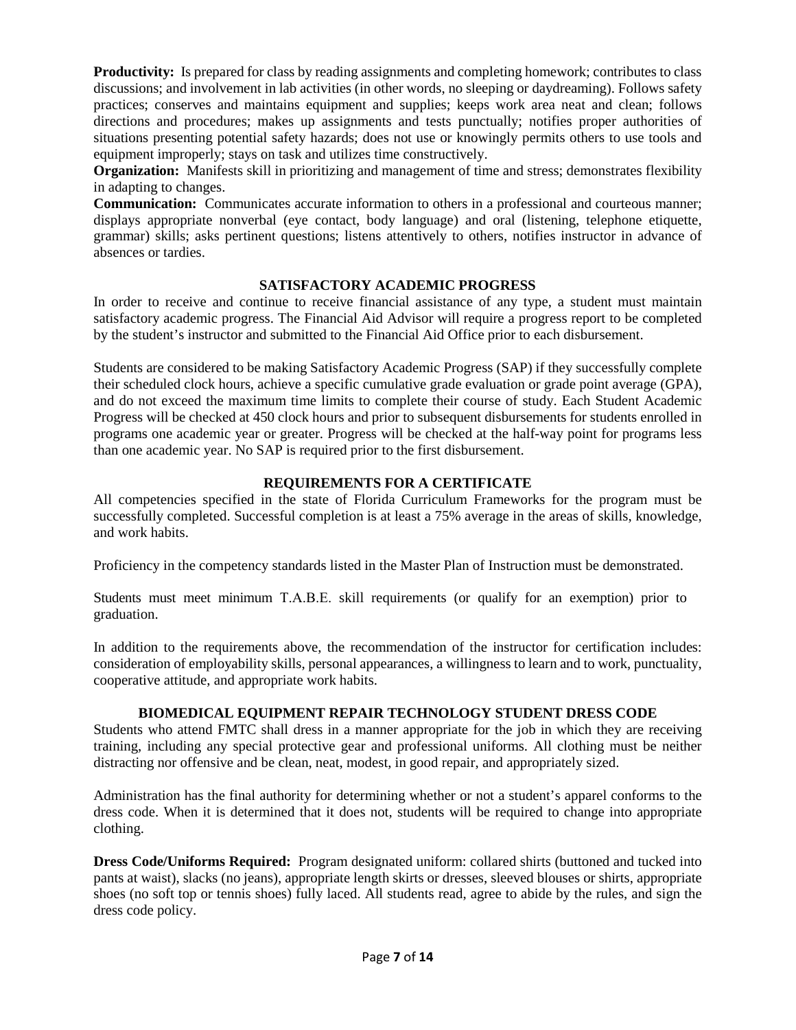**Productivity:** Is prepared for class by reading assignments and completing homework; contributes to class discussions; and involvement in lab activities (in other words, no sleeping or daydreaming). Follows safety practices; conserves and maintains equipment and supplies; keeps work area neat and clean; follows directions and procedures; makes up assignments and tests punctually; notifies proper authorities of situations presenting potential safety hazards; does not use or knowingly permits others to use tools and equipment improperly; stays on task and utilizes time constructively.

**Organization:** Manifests skill in prioritizing and management of time and stress; demonstrates flexibility in adapting to changes.

**Communication:** Communicates accurate information to others in a professional and courteous manner; displays appropriate nonverbal (eye contact, body language) and oral (listening, telephone etiquette, grammar) skills; asks pertinent questions; listens attentively to others, notifies instructor in advance of absences or tardies.

## SATISFACTORY ACADEMIC PROGRESS

In order to receive and continue to receive financial assistance of any type, a student must maintain satisfactory academic progress. The Financial Aid Advisor will require a progress report to be completed by the student's instructor and submitted to the Financial Aid Office prior to each disbursement.

Students are considered to be making Satisfactory Academic Progress (SAP) if they successfully complete their scheduled clock hours, achieve a specific cumulative grade evaluation or grade point average (GPA), and do not exceed the maximum time limits to complete their course of study. Each Student Academic Progress will be checked at 450 clock hours and prior to subsequent disbursements for students enrolled in programs one academic year or greater. Progress will be checked at the half-way point for programs less than one academic year. No SAP is required prior to the first disbursement.

## REQUIREMENTS FOR A CERTIFICATE

All competencies specified in the state of Florida Curriculum Frameworks for the program must be successfully completed. Successful completion is at least a 75% average in the areas of skills, knowledge, and work habits.

Proficiency in the competency standards listed in the Master Plan of Instruction must be demonstrated.

Students must meet minimum T.A.B.E. skill requirements (or qualify for an exemption) prior to graduation.

In addition to the requirements above, the recommendation of the instructor for certification includes: consideration of employability skills, personal appearances, a willingness to learn and to work, punctuality, cooperative attitude, and appropriate work habits.

## BIOMEDICAL EQUIPMENT REPAIR TECHNOLOGY STUDENT DRESS CODE

Students who attend FMTC shall dress in a manner appropriate for the job in which they are receiving training, including any special protective gear and professional uniforms. All clothing must be neither distracting nor offensive and be clean, neat, modest, in good repair, and appropriately sized.

Administration has the final authority for determining whether or not a student's apparel conforms to the dress code. When it is determined that it does not, students will be required to change into appropriate clothing.

**Dress Code/Uniforms Required:** Program designated uniform: collared shirts (buttoned and tucked into pants at waist), slacks (no jeans), appropriate length skirts or dresses, sleeved blouses or shirts, appropriate shoes (no soft top or tennis shoes) fully laced. All students read, agree to abide by the rules, and sign the dress code policy.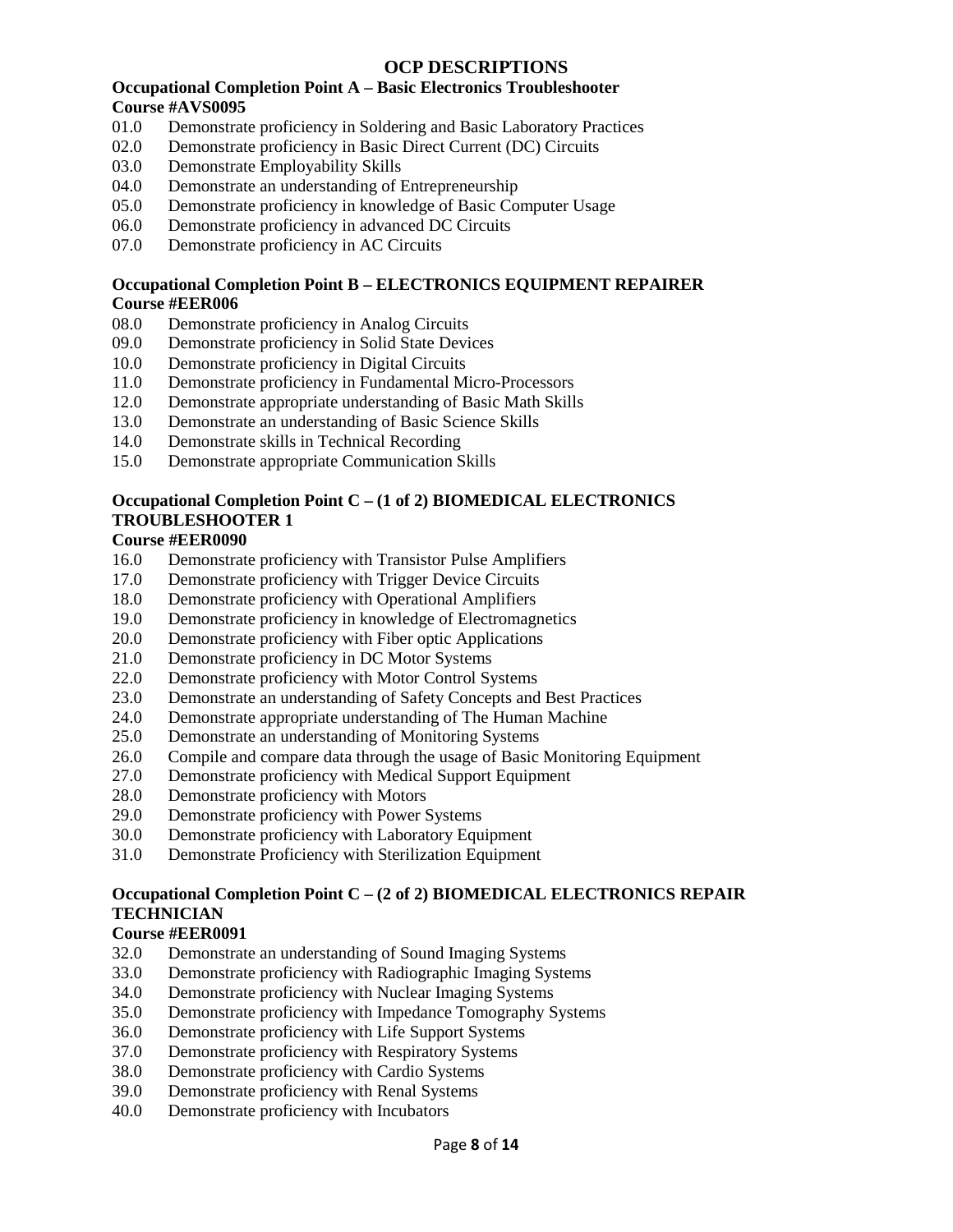# OCP DESCRIPTIONS

## Occupational Completion Point A – Basic Electronics Troubleshooter

**Course #AVS0095**

01.0 Demonstrate proficiency in Soldering and Basic Laboratory Practices
02.0 Demonstrate proficiency in Basic Direct Current (DC) Circuits
03.0 Demonstrate Employability Skills
04.0 Demonstrate an understanding of Entrepreneurship
05.0 Demonstrate proficiency in knowledge of Basic Computer Usage
06.0 Demonstrate proficiency in advanced DC Circuits
07.0 Demonstrate proficiency in AC Circuits

## Occupational Completion Point B – ELECTRONICS EQUIPMENT REPAIRER

**Course #EER006**

08.0 Demonstrate proficiency in Analog Circuits
09.0 Demonstrate proficiency in Solid State Devices
10.0 Demonstrate proficiency in Digital Circuits
11.0 Demonstrate proficiency in Fundamental Micro-Processors
12.0 Demonstrate appropriate understanding of Basic Math Skills
13.0 Demonstrate an understanding of Basic Science Skills
14.0 Demonstrate skills in Technical Recording
15.0 Demonstrate appropriate Communication Skills

## Occupational Completion Point C – (1 of 2) BIOMEDICAL ELECTRONICS TROUBLESHOOTER 1

**Course #EER0090**

16.0 Demonstrate proficiency with Transistor Pulse Amplifiers
17.0 Demonstrate proficiency with Trigger Device Circuits
18.0 Demonstrate proficiency with Operational Amplifiers
19.0 Demonstrate proficiency in knowledge of Electromagnetics
20.0 Demonstrate proficiency with Fiber optic Applications
21.0 Demonstrate proficiency in DC Motor Systems
22.0 Demonstrate proficiency with Motor Control Systems
23.0 Demonstrate an understanding of Safety Concepts and Best Practices
24.0 Demonstrate appropriate understanding of The Human Machine
25.0 Demonstrate an understanding of Monitoring Systems
26.0 Compile and compare data through the usage of Basic Monitoring Equipment
27.0 Demonstrate proficiency with Medical Support Equipment
28.0 Demonstrate proficiency with Motors
29.0 Demonstrate proficiency with Power Systems
30.0 Demonstrate proficiency with Laboratory Equipment
31.0 Demonstrate Proficiency with Sterilization Equipment

## Occupational Completion Point C – (2 of 2) BIOMEDICAL ELECTRONICS REPAIR TECHNICIAN

**Course #EER0091**

32.0 Demonstrate an understanding of Sound Imaging Systems
33.0 Demonstrate proficiency with Radiographic Imaging Systems
34.0 Demonstrate proficiency with Nuclear Imaging Systems
35.0 Demonstrate proficiency with Impedance Tomography Systems
36.0 Demonstrate proficiency with Life Support Systems
37.0 Demonstrate proficiency with Respiratory Systems
38.0 Demonstrate proficiency with Cardio Systems
39.0 Demonstrate proficiency with Renal Systems
40.0 Demonstrate proficiency with Incubators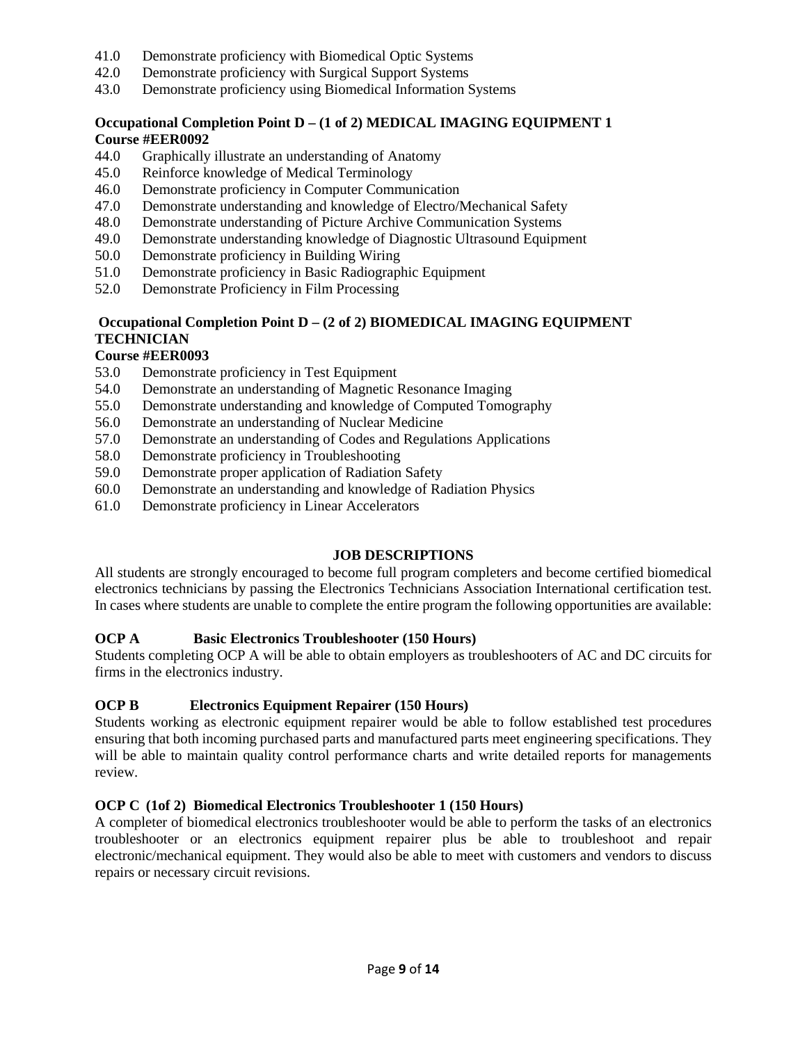41.0 Demonstrate proficiency with Biomedical Optic Systems
42.0 Demonstrate proficiency with Surgical Support Systems
43.0 Demonstrate proficiency using Biomedical Information Systems

**Occupational Completion Point D – (1 of 2) MEDICAL IMAGING EQUIPMENT 1**
**Course #EER0092**

44.0 Graphically illustrate an understanding of Anatomy
45.0 Reinforce knowledge of Medical Terminology
46.0 Demonstrate proficiency in Computer Communication
47.0 Demonstrate understanding and knowledge of Electro/Mechanical Safety
48.0 Demonstrate understanding of Picture Archive Communication Systems
49.0 Demonstrate understanding knowledge of Diagnostic Ultrasound Equipment
50.0 Demonstrate proficiency in Building Wiring
51.0 Demonstrate proficiency in Basic Radiographic Equipment
52.0 Demonstrate Proficiency in Film Processing

**Occupational Completion Point D – (2 of 2) BIOMEDICAL IMAGING EQUIPMENT TECHNICIAN**
**Course #EER0093**

53.0 Demonstrate proficiency in Test Equipment
54.0 Demonstrate an understanding of Magnetic Resonance Imaging
55.0 Demonstrate understanding and knowledge of Computed Tomography
56.0 Demonstrate an understanding of Nuclear Medicine
57.0 Demonstrate an understanding of Codes and Regulations Applications
58.0 Demonstrate proficiency in Troubleshooting
59.0 Demonstrate proper application of Radiation Safety
60.0 Demonstrate an understanding and knowledge of Radiation Physics
61.0 Demonstrate proficiency in Linear Accelerators

## JOB DESCRIPTIONS

All students are strongly encouraged to become full program completers and become certified biomedical electronics technicians by passing the Electronics Technicians Association International certification test. In cases where students are unable to complete the entire program the following opportunities are available:

**OCP A Basic Electronics Troubleshooter (150 Hours)**
Students completing OCP A will be able to obtain employers as troubleshooters of AC and DC circuits for firms in the electronics industry.

**OCP B Electronics Equipment Repairer (150 Hours)**
Students working as electronic equipment repairer would be able to follow established test procedures ensuring that both incoming purchased parts and manufactured parts meet engineering specifications. They will be able to maintain quality control performance charts and write detailed reports for managements review.

**OCP C (1of 2) Biomedical Electronics Troubleshooter 1 (150 Hours)**
A completer of biomedical electronics troubleshooter would be able to perform the tasks of an electronics troubleshooter or an electronics equipment repairer plus be able to troubleshoot and repair electronic/mechanical equipment. They would also be able to meet with customers and vendors to discuss repairs or necessary circuit revisions.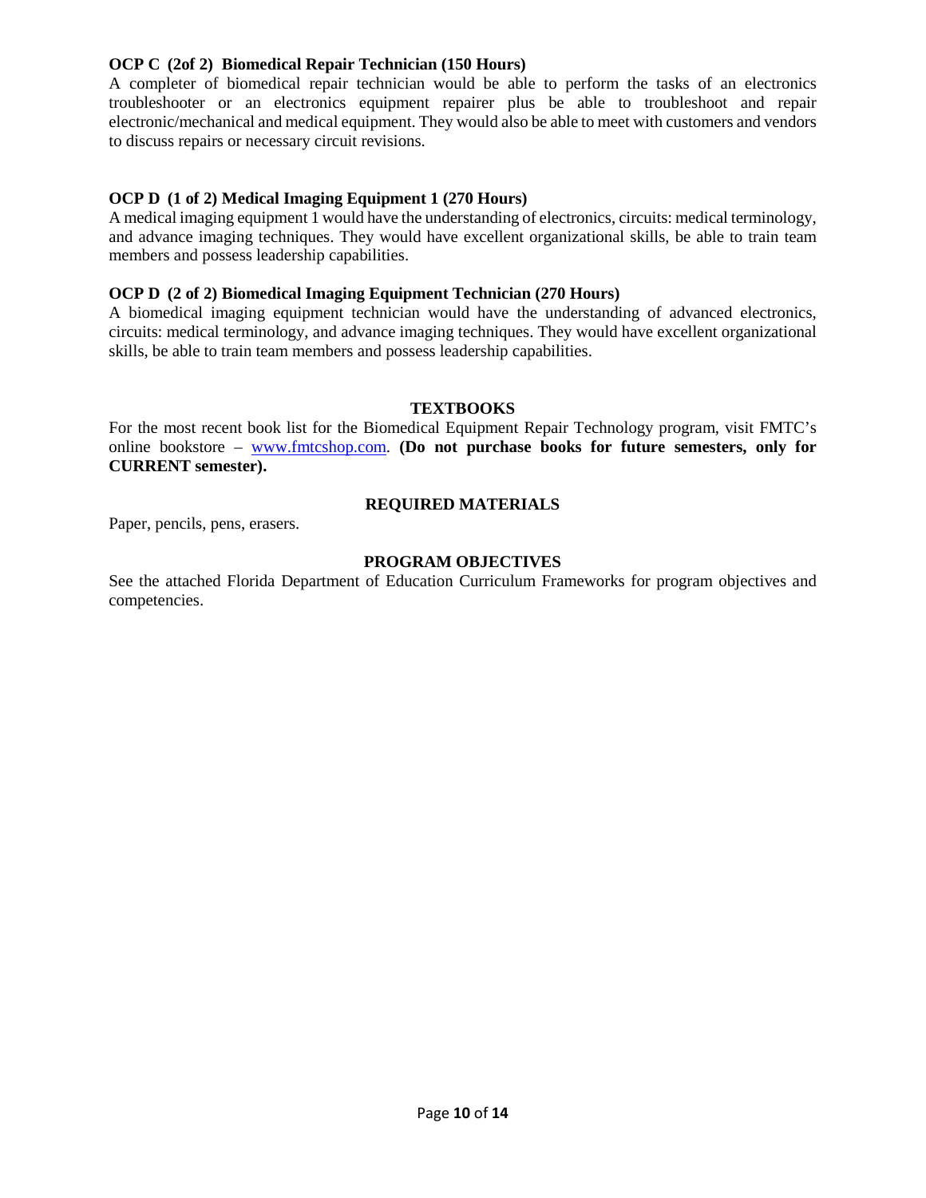**OCP C (2of 2) Biomedical Repair Technician (150 Hours)**

A completer of biomedical repair technician would be able to perform the tasks of an electronics troubleshooter or an electronics equipment repairer plus be able to troubleshoot and repair electronic/mechanical and medical equipment. They would also be able to meet with customers and vendors to discuss repairs or necessary circuit revisions.

**OCP D (1 of 2) Medical Imaging Equipment 1 (270 Hours)**

A medical imaging equipment 1 would have the understanding of electronics, circuits: medical terminology, and advance imaging techniques. They would have excellent organizational skills, be able to train team members and possess leadership capabilities.

**OCP D (2 of 2) Biomedical Imaging Equipment Technician (270 Hours)**

A biomedical imaging equipment technician would have the understanding of advanced electronics, circuits: medical terminology, and advance imaging techniques. They would have excellent organizational skills, be able to train team members and possess leadership capabilities.

## TEXTBOOKS

For the most recent book list for the Biomedical Equipment Repair Technology program, visit FMTC's online bookstore – www.fmtcshop.com. **(Do not purchase books for future semesters, only for CURRENT semester).**

## REQUIRED MATERIALS

Paper, pencils, pens, erasers.

## PROGRAM OBJECTIVES

See the attached Florida Department of Education Curriculum Frameworks for program objectives and competencies.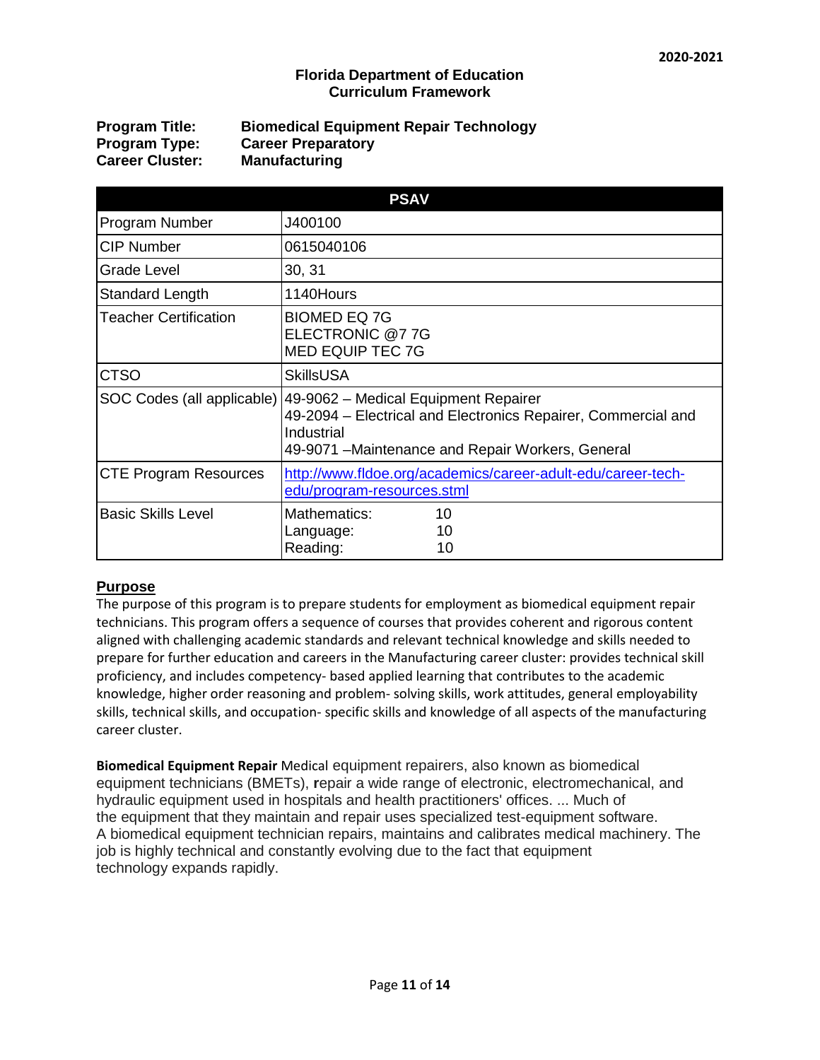2020-2021

**Florida Department of Education**
**Curriculum Framework**

**Program Title:** **Biomedical Equipment Repair Technology**
**Program Type:** **Career Preparatory**
**Career Cluster:** **Manufacturing**

| PSAV | |
|---|---|
| Program Number | J400100 |
| CIP Number | 0615040106 |
| Grade Level | 30, 31 |
| Standard Length | 1140Hours |
| Teacher Certification | BIOMED EQ 7G<br>ELECTRONIC @7 7G<br>MED EQUIP TEC 7G |
| CTSO | SkillsUSA |
| SOC Codes (all applicable) | 49-9062 – Medical Equipment Repairer<br>49-2094 – Electrical and Electronics Repairer, Commercial and Industrial<br>49-9071 –Maintenance and Repair Workers, General |
| CTE Program Resources | http://www.fldoe.org/academics/career-adult-edu/career-tech-edu/program-resources.stml |
| Basic Skills Level | Mathematics: 10<br>Language: 10<br>Reading: 10 |

## Purpose

The purpose of this program is to prepare students for employment as biomedical equipment repair technicians. This program offers a sequence of courses that provides coherent and rigorous content aligned with challenging academic standards and relevant technical knowledge and skills needed to prepare for further education and careers in the Manufacturing career cluster: provides technical skill proficiency, and includes competency- based applied learning that contributes to the academic knowledge, higher order reasoning and problem- solving skills, work attitudes, general employability skills, technical skills, and occupation- specific skills and knowledge of all aspects of the manufacturing career cluster.

**Biomedical Equipment Repair** Medical equipment repairers, also known as biomedical equipment technicians (BMETs), **r**epair a wide range of electronic, electromechanical, and hydraulic equipment used in hospitals and health practitioners' offices. ... Much of the equipment that they maintain and repair uses specialized test-equipment software. A biomedical equipment technician repairs, maintains and calibrates medical machinery. The job is highly technical and constantly evolving due to the fact that equipment technology expands rapidly.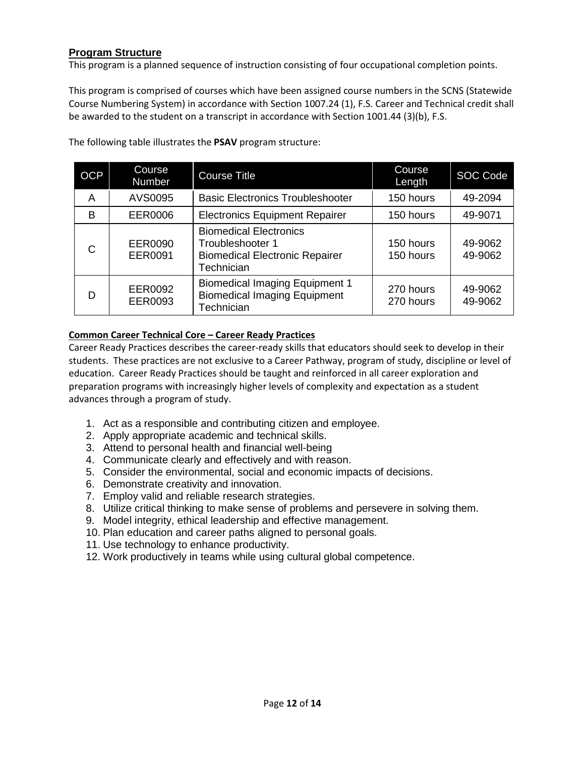## Program Structure

This program is a planned sequence of instruction consisting of four occupational completion points.

This program is comprised of courses which have been assigned course numbers in the SCNS (Statewide Course Numbering System) in accordance with Section 1007.24 (1), F.S. Career and Technical credit shall be awarded to the student on a transcript in accordance with Section 1001.44 (3)(b), F.S.

The following table illustrates the **PSAV** program structure:

| OCP | Course Number | Course Title | Course Length | SOC Code |
|---|---|---|---|---|
| A | AVS0095 | Basic Electronics Troubleshooter | 150 hours | 49-2094 |
| B | EER0006 | Electronics Equipment Repairer | 150 hours | 49-9071 |
| C | EER0090<br>EER0091 | Biomedical Electronics Troubleshooter 1<br>Biomedical Electronic Repairer Technician | 150 hours<br>150 hours | 49-9062<br>49-9062 |
| D | EER0092<br>EER0093 | Biomedical Imaging Equipment 1<br>Biomedical Imaging Equipment Technician | 270 hours<br>270 hours | 49-9062<br>49-9062 |

### Common Career Technical Core – Career Ready Practices

Career Ready Practices describes the career-ready skills that educators should seek to develop in their students. These practices are not exclusive to a Career Pathway, program of study, discipline or level of education. Career Ready Practices should be taught and reinforced in all career exploration and preparation programs with increasingly higher levels of complexity and expectation as a student advances through a program of study.

1. Act as a responsible and contributing citizen and employee.
2. Apply appropriate academic and technical skills.
3. Attend to personal health and financial well-being
4. Communicate clearly and effectively and with reason.
5. Consider the environmental, social and economic impacts of decisions.
6. Demonstrate creativity and innovation.
7. Employ valid and reliable research strategies.
8. Utilize critical thinking to make sense of problems and persevere in solving them.
9. Model integrity, ethical leadership and effective management.
10. Plan education and career paths aligned to personal goals.
11. Use technology to enhance productivity.
12. Work productively in teams while using cultural global competence.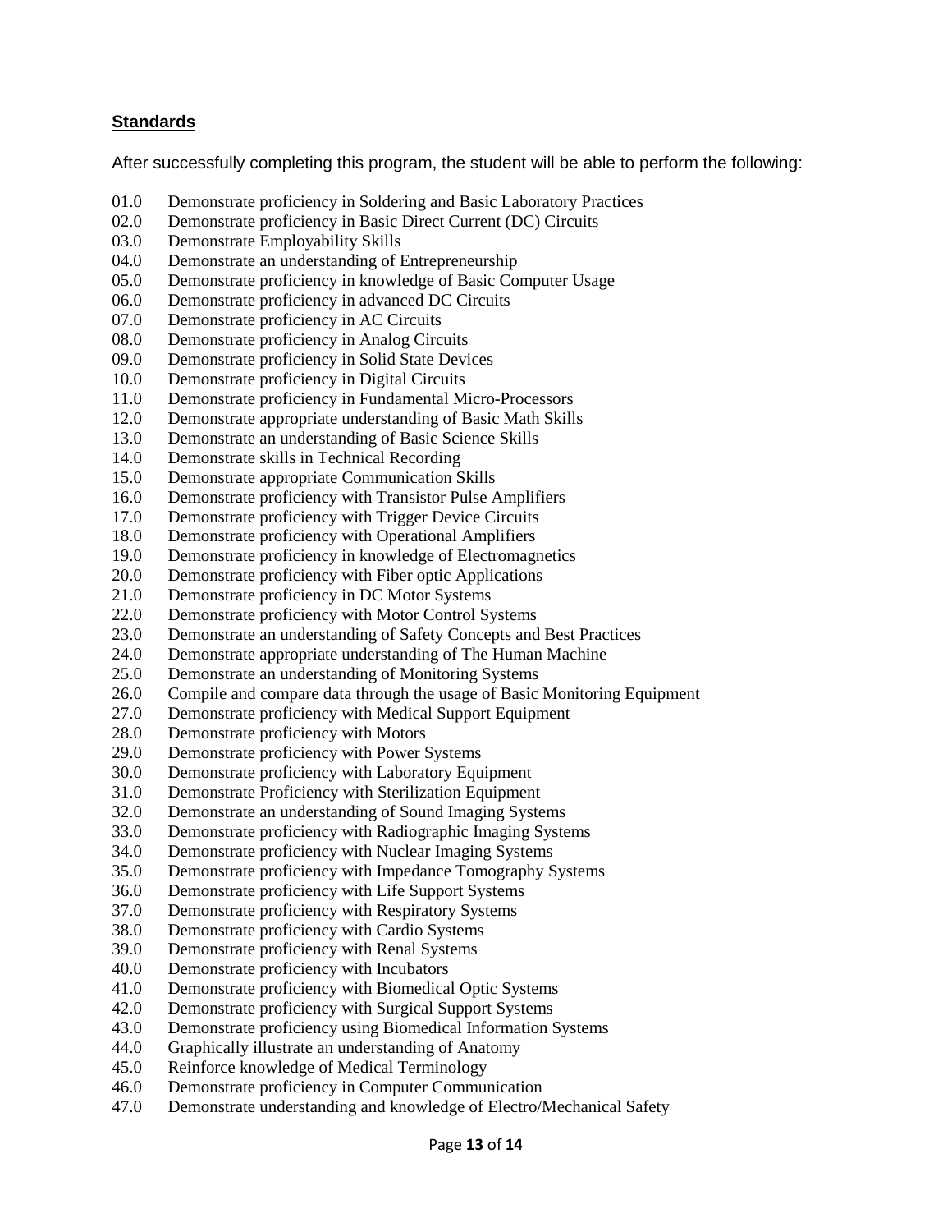## **Standards**

After successfully completing this program, the student will be able to perform the following:

01.0 Demonstrate proficiency in Soldering and Basic Laboratory Practices
02.0 Demonstrate proficiency in Basic Direct Current (DC) Circuits
03.0 Demonstrate Employability Skills
04.0 Demonstrate an understanding of Entrepreneurship
05.0 Demonstrate proficiency in knowledge of Basic Computer Usage
06.0 Demonstrate proficiency in advanced DC Circuits
07.0 Demonstrate proficiency in AC Circuits
08.0 Demonstrate proficiency in Analog Circuits
09.0 Demonstrate proficiency in Solid State Devices
10.0 Demonstrate proficiency in Digital Circuits
11.0 Demonstrate proficiency in Fundamental Micro-Processors
12.0 Demonstrate appropriate understanding of Basic Math Skills
13.0 Demonstrate an understanding of Basic Science Skills
14.0 Demonstrate skills in Technical Recording
15.0 Demonstrate appropriate Communication Skills
16.0 Demonstrate proficiency with Transistor Pulse Amplifiers
17.0 Demonstrate proficiency with Trigger Device Circuits
18.0 Demonstrate proficiency with Operational Amplifiers
19.0 Demonstrate proficiency in knowledge of Electromagnetics
20.0 Demonstrate proficiency with Fiber optic Applications
21.0 Demonstrate proficiency in DC Motor Systems
22.0 Demonstrate proficiency with Motor Control Systems
23.0 Demonstrate an understanding of Safety Concepts and Best Practices
24.0 Demonstrate appropriate understanding of The Human Machine
25.0 Demonstrate an understanding of Monitoring Systems
26.0 Compile and compare data through the usage of Basic Monitoring Equipment
27.0 Demonstrate proficiency with Medical Support Equipment
28.0 Demonstrate proficiency with Motors
29.0 Demonstrate proficiency with Power Systems
30.0 Demonstrate proficiency with Laboratory Equipment
31.0 Demonstrate Proficiency with Sterilization Equipment
32.0 Demonstrate an understanding of Sound Imaging Systems
33.0 Demonstrate proficiency with Radiographic Imaging Systems
34.0 Demonstrate proficiency with Nuclear Imaging Systems
35.0 Demonstrate proficiency with Impedance Tomography Systems
36.0 Demonstrate proficiency with Life Support Systems
37.0 Demonstrate proficiency with Respiratory Systems
38.0 Demonstrate proficiency with Cardio Systems
39.0 Demonstrate proficiency with Renal Systems
40.0 Demonstrate proficiency with Incubators
41.0 Demonstrate proficiency with Biomedical Optic Systems
42.0 Demonstrate proficiency with Surgical Support Systems
43.0 Demonstrate proficiency using Biomedical Information Systems
44.0 Graphically illustrate an understanding of Anatomy
45.0 Reinforce knowledge of Medical Terminology
46.0 Demonstrate proficiency in Computer Communication
47.0 Demonstrate understanding and knowledge of Electro/Mechanical Safety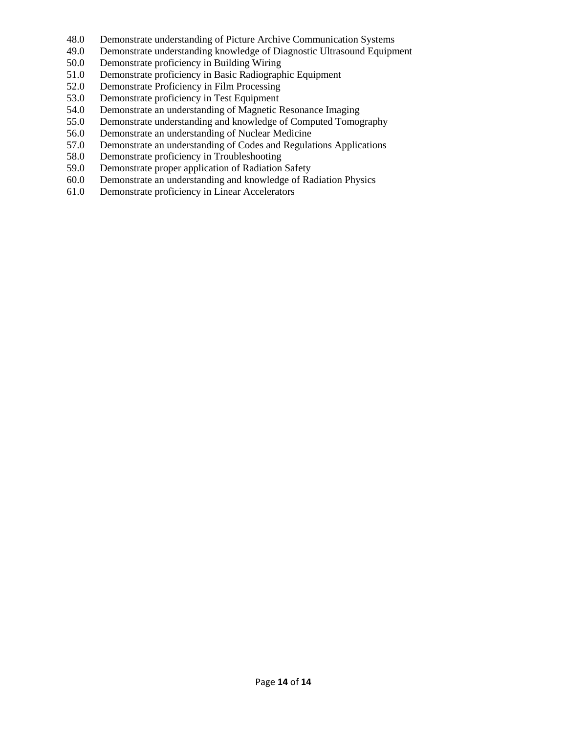48.0 Demonstrate understanding of Picture Archive Communication Systems
49.0 Demonstrate understanding knowledge of Diagnostic Ultrasound Equipment
50.0 Demonstrate proficiency in Building Wiring
51.0 Demonstrate proficiency in Basic Radiographic Equipment
52.0 Demonstrate Proficiency in Film Processing
53.0 Demonstrate proficiency in Test Equipment
54.0 Demonstrate an understanding of Magnetic Resonance Imaging
55.0 Demonstrate understanding and knowledge of Computed Tomography
56.0 Demonstrate an understanding of Nuclear Medicine
57.0 Demonstrate an understanding of Codes and Regulations Applications
58.0 Demonstrate proficiency in Troubleshooting
59.0 Demonstrate proper application of Radiation Safety
60.0 Demonstrate an understanding and knowledge of Radiation Physics
61.0 Demonstrate proficiency in Linear Accelerators